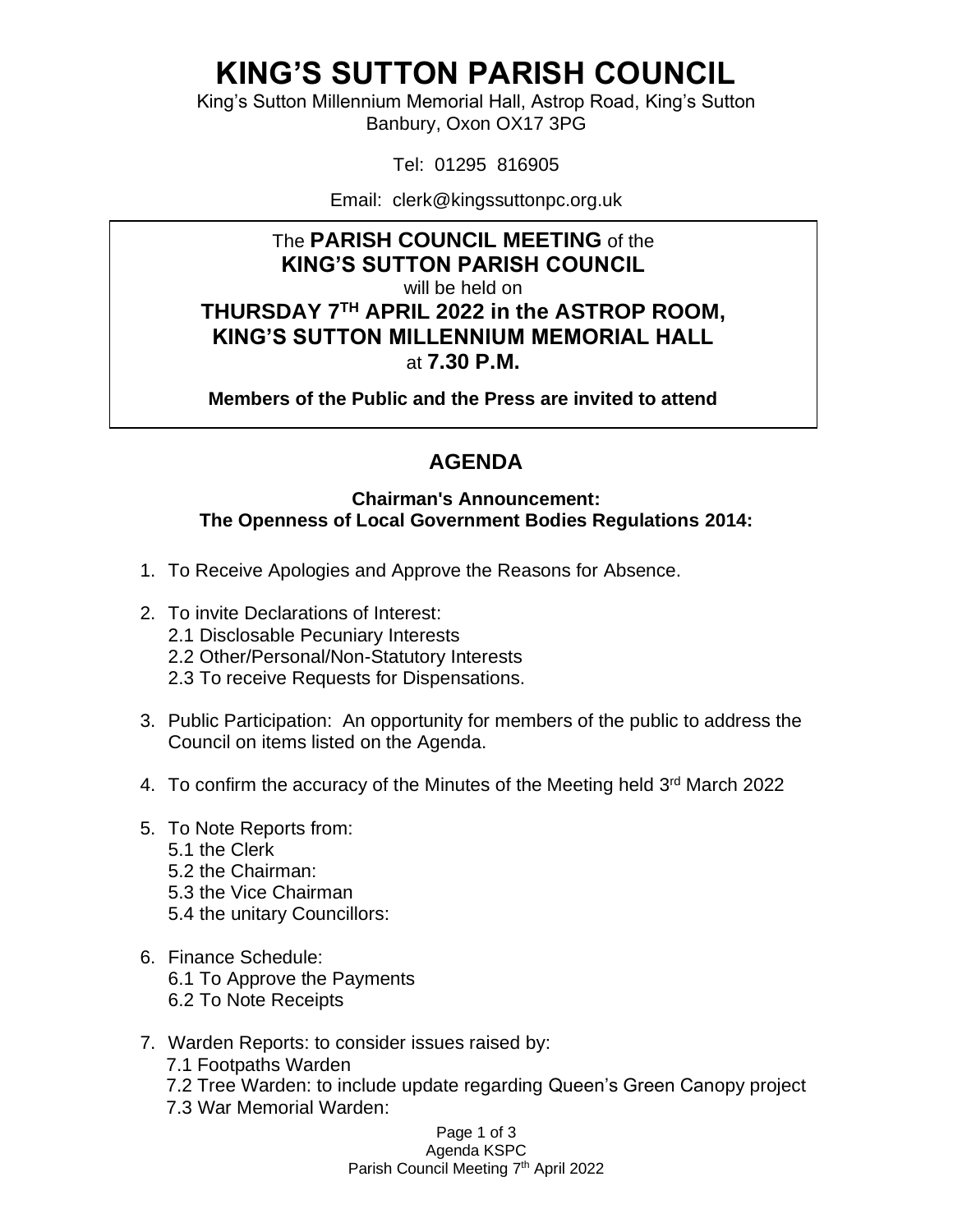# KING'S SUTTON PARISH COUNCIL

King's Sutton Millennium Memorial Hall, Astrop Road, King's Sutton
Banbury, Oxon OX17 3PG

Tel: 01295 816905

Email: clerk@kingssuttonpc.org.uk

The **PARISH COUNCIL MEETING** of the
**KING'S SUTTON PARISH COUNCIL**
will be held on
**THURSDAY 7TH APRIL 2022 in the ASTROP ROOM, KING'S SUTTON MILLENNIUM MEMORIAL HALL**
at **7.30 P.M.**

**Members of the Public and the Press are invited to attend**

## AGENDA

**Chairman's Announcement:**
**The Openness of Local Government Bodies Regulations 2014:**

1. To Receive Apologies and Approve the Reasons for Absence.
2. To invite Declarations of Interest:
   - 2.1 Disclosable Pecuniary Interests
   - 2.2 Other/Personal/Non-Statutory Interests
   - 2.3 To receive Requests for Dispensations.
3. Public Participation: An opportunity for members of the public to address the Council on items listed on the Agenda.
4. To confirm the accuracy of the Minutes of the Meeting held 3rd March 2022
5. To Note Reports from:
   - 5.1 the Clerk
   - 5.2 the Chairman:
   - 5.3 the Vice Chairman
   - 5.4 the unitary Councillors:
6. Finance Schedule:
   - 6.1 To Approve the Payments
   - 6.2 To Note Receipts
7. Warden Reports: to consider issues raised by:
   - 7.1 Footpaths Warden
   - 7.2 Tree Warden: to include update regarding Queen's Green Canopy project
   - 7.3 War Memorial Warden: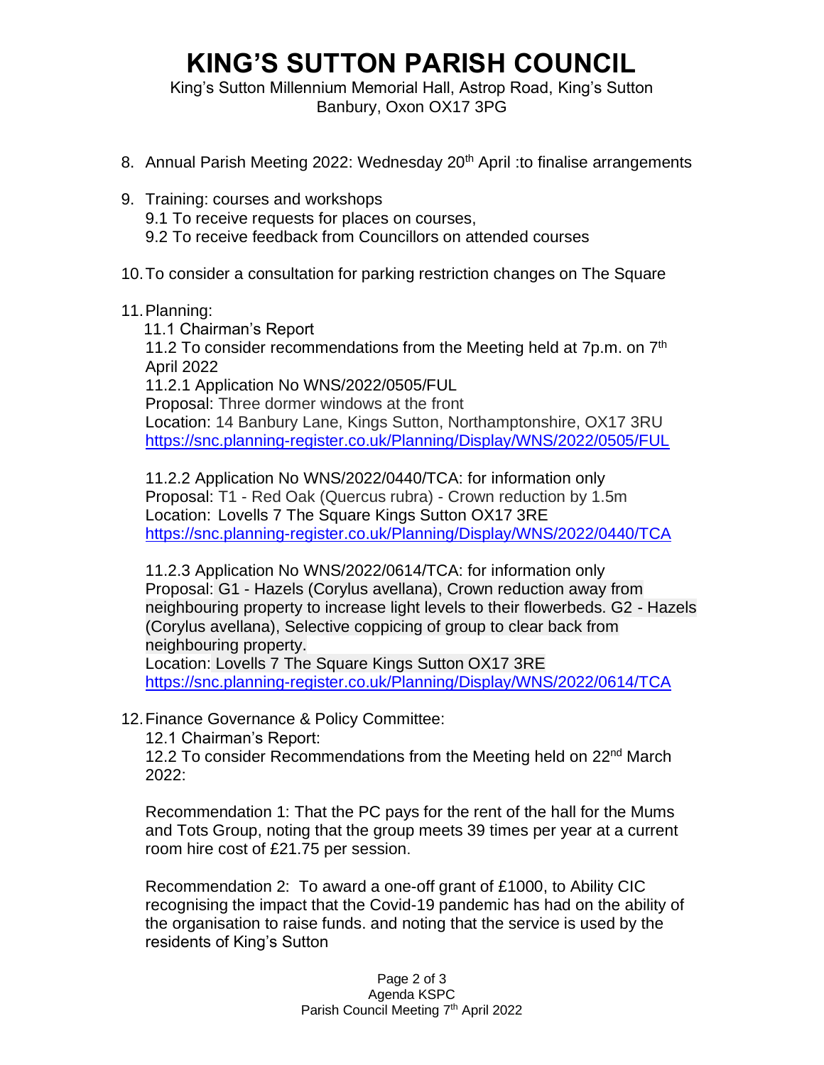# KING'S SUTTON PARISH COUNCIL

King's Sutton Millennium Memorial Hall, Astrop Road, King's Sutton
Banbury, Oxon OX17 3PG

8. Annual Parish Meeting 2022: Wednesday 20th April :to finalise arrangements

9. Training: courses and workshops
   9.1 To receive requests for places on courses,
   9.2 To receive feedback from Councillors on attended courses

10. To consider a consultation for parking restriction changes on The Square

11. Planning:
    11.1 Chairman's Report
    11.2 To consider recommendations from the Meeting held at 7p.m. on 7th April 2022
    11.2.1 Application No WNS/2022/0505/FUL
    Proposal: Three dormer windows at the front
    Location: 14 Banbury Lane, Kings Sutton, Northamptonshire, OX17 3RU
    https://snc.planning-register.co.uk/Planning/Display/WNS/2022/0505/FUL

    11.2.2 Application No WNS/2022/0440/TCA: for information only
    Proposal: T1 - Red Oak (Quercus rubra) - Crown reduction by 1.5m
    Location: Lovells 7 The Square Kings Sutton OX17 3RE
    https://snc.planning-register.co.uk/Planning/Display/WNS/2022/0440/TCA

    11.2.3 Application No WNS/2022/0614/TCA: for information only
    Proposal: G1 - Hazels (Corylus avellana), Crown reduction away from neighbouring property to increase light levels to their flowerbeds. G2 - Hazels (Corylus avellana), Selective coppicing of group to clear back from neighbouring property.
    Location: Lovells 7 The Square Kings Sutton OX17 3RE
    https://snc.planning-register.co.uk/Planning/Display/WNS/2022/0614/TCA

12. Finance Governance & Policy Committee:
    12.1 Chairman's Report:
    12.2 To consider Recommendations from the Meeting held on 22nd March 2022:

    Recommendation 1: That the PC pays for the rent of the hall for the Mums and Tots Group, noting that the group meets 39 times per year at a current room hire cost of £21.75 per session.

    Recommendation 2: To award a one-off grant of £1000, to Ability CIC recognising the impact that the Covid-19 pandemic has had on the ability of the organisation to raise funds. and noting that the service is used by the residents of King's Sutton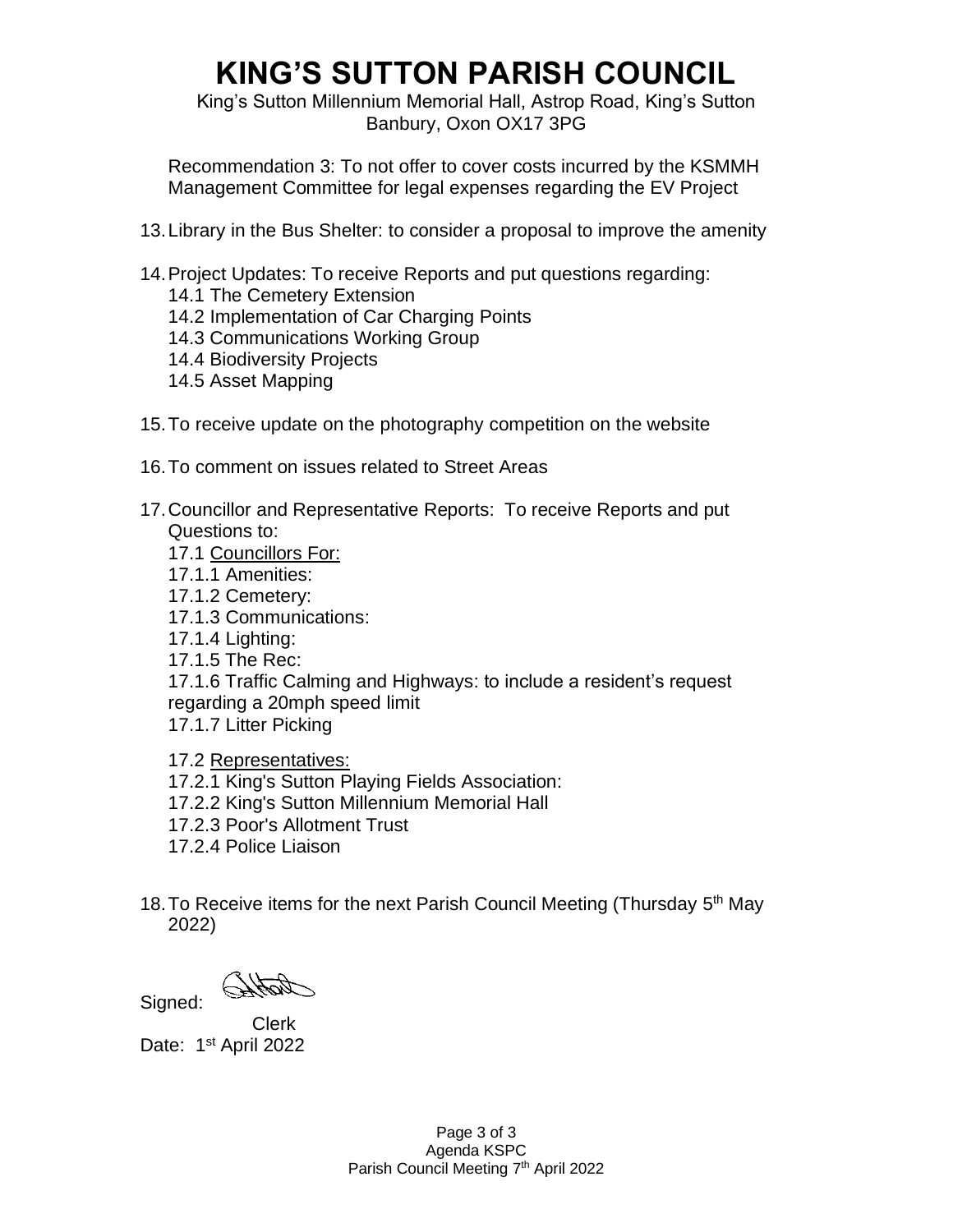# KING'S SUTTON PARISH COUNCIL

King's Sutton Millennium Memorial Hall, Astrop Road, King's Sutton
Banbury, Oxon OX17 3PG

Recommendation 3: To not offer to cover costs incurred by the KSMMH Management Committee for legal expenses regarding the EV Project

13. Library in the Bus Shelter: to consider a proposal to improve the amenity

14. Project Updates: To receive Reports and put questions regarding:
    14.1 The Cemetery Extension
    14.2 Implementation of Car Charging Points
    14.3 Communications Working Group
    14.4 Biodiversity Projects
    14.5 Asset Mapping

15. To receive update on the photography competition on the website

16. To comment on issues related to Street Areas

17. Councillor and Representative Reports: To receive Reports and put Questions to:
    17.1 Councillors For:
    17.1.1 Amenities:
    17.1.2 Cemetery:
    17.1.3 Communications:
    17.1.4 Lighting:
    17.1.5 The Rec:
    17.1.6 Traffic Calming and Highways: to include a resident's request regarding a 20mph speed limit
    17.1.7 Litter Picking

    17.2 Representatives:
    17.2.1 King's Sutton Playing Fields Association:
    17.2.2 King's Sutton Millennium Memorial Hall
    17.2.3 Poor's Allotment Trust
    17.2.4 Police Liaison

18. To Receive items for the next Parish Council Meeting (Thursday 5th May 2022)

Signed:

Clerk

Date: 1st April 2022